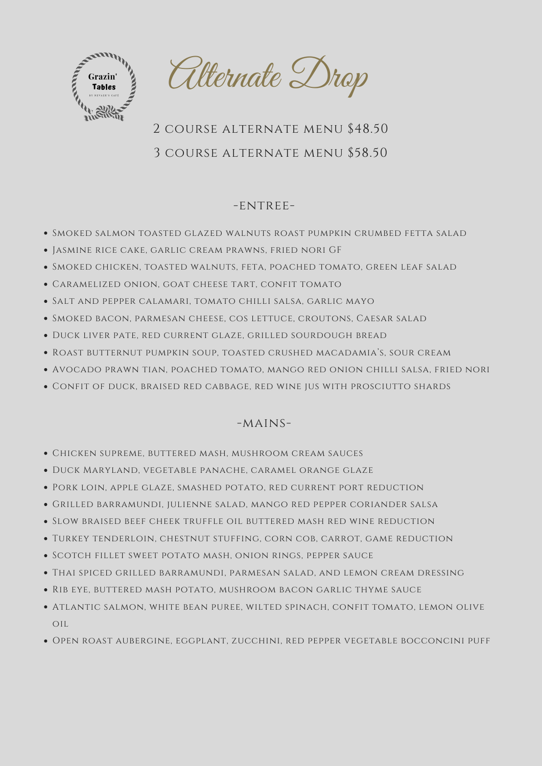Grazin' Tables

BY NEVAEH'S CAFÉ

# Alternate Drop

2 course alternate menu $48.50

3 course alternate menu $58.50

## -Entree-

- Smoked salmon toasted glazed walnuts roast pumpkin crumbed fetta salad
- Jasmine rice cake, garlic cream prawns, fried nori GF
- Smoked chicken, toasted walnuts, feta, poached tomato, green leaf salad
- Caramelized onion, goat cheese tart, confit tomato
- Salt and pepper calamari, tomato chilli salsa, garlic mayo
- Smoked bacon, parmesan cheese, cos lettuce, croutons, Caesar salad
- Duck liver pate, red current glaze, grilled sourdough bread
- Roast butternut pumpkin soup, toasted crushed macadamia's, sour cream
- Avocado prawn tian, poached tomato, mango red onion chilli salsa, fried nori
- Confit of duck, braised red cabbage, red wine jus with prosciutto shards

## -Mains-

- Chicken supreme, buttered mash, mushroom cream sauces
- Duck Maryland, vegetable panache, caramel orange glaze
- Pork loin, apple glaze, smashed potato, red current port reduction
- Grilled barramundi, julienne salad, mango red pepper coriander salsa
- Slow braised beef cheek truffle oil buttered mash red wine reduction
- Turkey tenderloin, chestnut stuffing, corn cob, carrot, game reduction
- Scotch fillet sweet potato mash, onion rings, pepper sauce
- Thai spiced grilled barramundi, parmesan salad, and lemon cream dressing
- Rib eye, buttered mash potato, mushroom bacon garlic thyme sauce
- Atlantic salmon, white bean puree, wilted spinach, confit tomato, lemon olive oil
- Open roast aubergine, eggplant, zucchini, red pepper vegetable bocconcini puff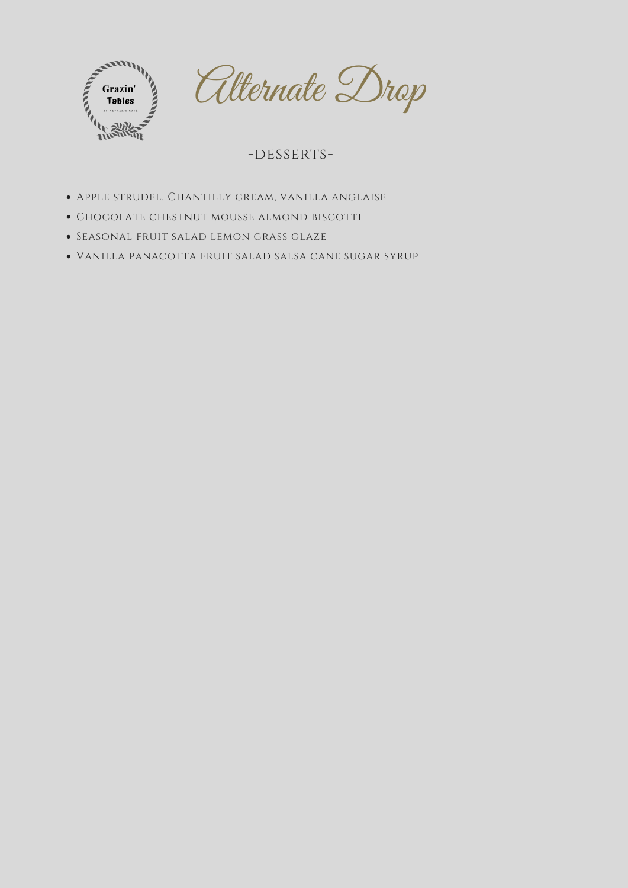Grazin' Tables

BY NEVAEH'S CAFÉ

# Alternate Drop

## -DESSERTS-

- Apple strudel, Chantilly cream, vanilla anglaise
- Chocolate chestnut mousse almond biscotti
- Seasonal fruit salad lemon grass glaze
- Vanilla panacotta fruit salad salsa cane sugar syrup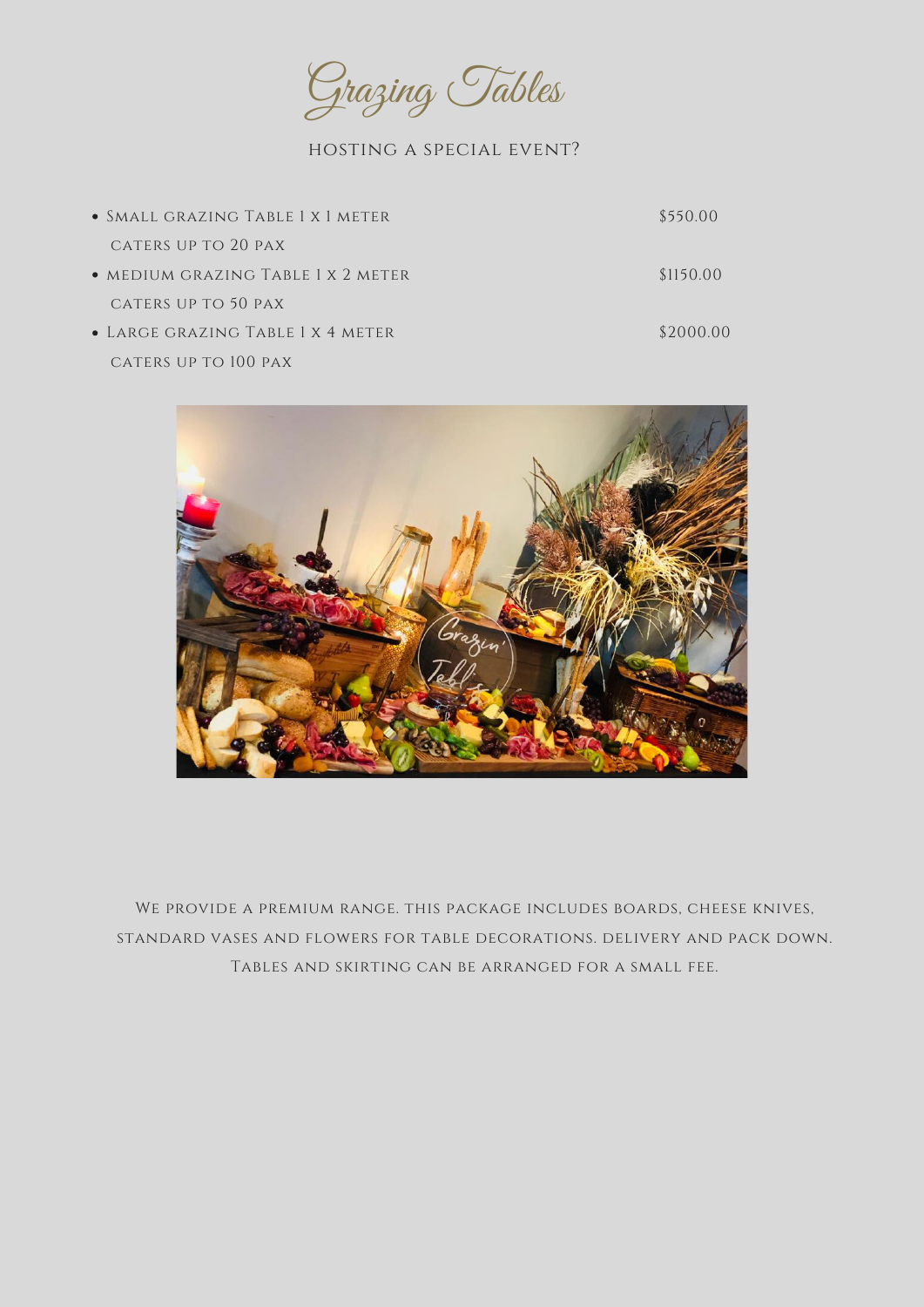# Grazing Tables

HOSTING A SPECIAL EVENT?

- Small grazing Table 1 x 1 meter — $550.00
  caters up to 20 pax
- medium grazing Table 1 x 2 meter — $1150.00
  caters up to 50 pax
- Large grazing Table 1 x 4 meter — $2000.00
  caters up to 100 pax

We provide a premium range. this package includes boards, cheese knives, standard vases and flowers for table decorations. delivery and pack down. Tables and skirting can be arranged for a small fee.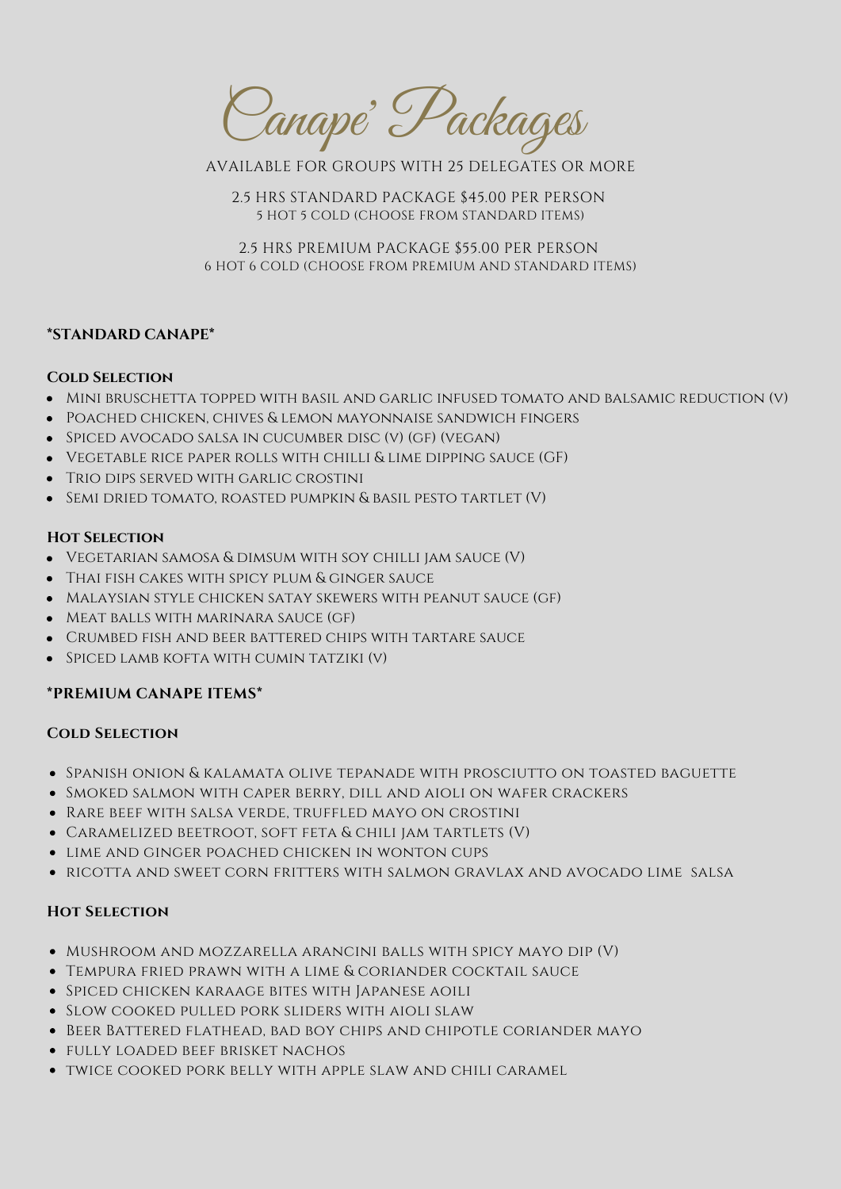# Canape' Packages

AVAILABLE FOR GROUPS WITH 25 DELEGATES OR MORE

2.5 HRS STANDARD PACKAGE $45.00 PER PERSON
5 HOT 5 COLD (CHOOSE FROM STANDARD ITEMS)

2.5 HRS PREMIUM PACKAGE $55.00 PER PERSON
6 HOT 6 COLD (CHOOSE FROM PREMIUM AND STANDARD ITEMS)

## *STANDARD CANAPE*

### Cold Selection

- Mini bruschetta topped with basil and garlic infused tomato and balsamic reduction (V)
- Poached chicken, chives & lemon mayonnaise sandwich fingers
- Spiced avocado salsa in cucumber disc (V) (GF) (VEGAN)
- Vegetable rice paper rolls with chilli & lime dipping sauce (GF)
- Trio dips served with garlic crostini
- Semi dried tomato, roasted pumpkin & basil pesto tartlet (V)

### Hot Selection

- Vegetarian samosa & dimsum with soy chilli jam sauce (V)
- Thai fish cakes with spicy plum & ginger sauce
- Malaysian style chicken satay skewers with peanut sauce (GF)
- Meat balls with marinara sauce (GF)
- Crumbed fish and beer battered chips with tartare sauce
- Spiced lamb kofta with cumin tatziki (V)

## *PREMIUM CANAPE ITEMS*

### Cold Selection

- Spanish onion & kalamata olive tepanade with prosciutto on toasted baguette
- Smoked salmon with caper berry, dill and aioli on wafer crackers
- Rare beef with salsa verde, truffled mayo on crostini
- Caramelized beetroot, soft feta & chili jam tartlets (V)
- lime and ginger poached chicken in wonton cups
- ricotta and sweet corn fritters with salmon gravlax and avocado lime salsa

### Hot Selection

- Mushroom and mozzarella arancini balls with spicy mayo dip (V)
- Tempura fried prawn with a lime & coriander cocktail sauce
- Spiced chicken karaage bites with Japanese aoili
- Slow cooked pulled pork sliders with aioli slaw
- Beer Battered flathead, bad boy chips and chipotle coriander mayo
- fully loaded beef brisket nachos
- twice cooked pork belly with apple slaw and chili caramel